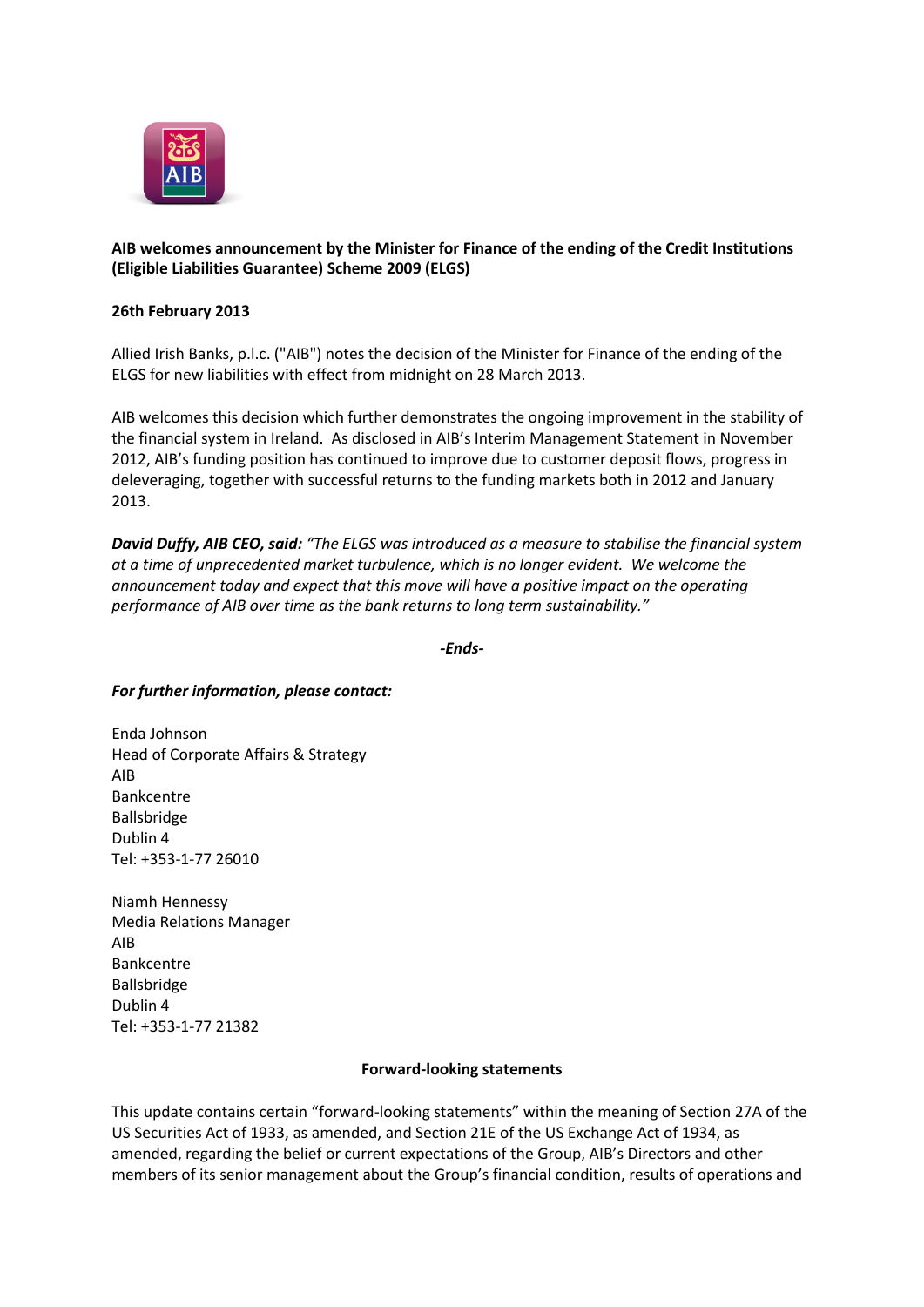**AIB welcomes announcement by the Minister for Finance of the ending of the Credit Institutions (Eligible Liabilities Guarantee) Scheme 2009 (ELGS)**

**26th February 2013**

Allied Irish Banks, p.l.c. ("AIB") notes the decision of the Minister for Finance of the ending of the ELGS for new liabilities with effect from midnight on 28 March 2013.

AIB welcomes this decision which further demonstrates the ongoing improvement in the stability of the financial system in Ireland. As disclosed in AIB's Interim Management Statement in November 2012, AIB's funding position has continued to improve due to customer deposit flows, progress in deleveraging, together with successful returns to the funding markets both in 2012 and January 2013.

***David Duffy, AIB CEO, said:*** *"The ELGS was introduced as a measure to stabilise the financial system at a time of unprecedented market turbulence, which is no longer evident. We welcome the announcement today and expect that this move will have a positive impact on the operating performance of AIB over time as the bank returns to long term sustainability."*

***-Ends-***

***For further information, please contact:***

Enda Johnson
Head of Corporate Affairs & Strategy
AIB
Bankcentre
Ballsbridge
Dublin 4
Tel: +353-1-77 26010

Niamh Hennessy
Media Relations Manager
AIB
Bankcentre
Ballsbridge
Dublin 4
Tel: +353-1-77 21382

**Forward-looking statements**

This update contains certain "forward-looking statements" within the meaning of Section 27A of the US Securities Act of 1933, as amended, and Section 21E of the US Exchange Act of 1934, as amended, regarding the belief or current expectations of the Group, AIB's Directors and other members of its senior management about the Group's financial condition, results of operations and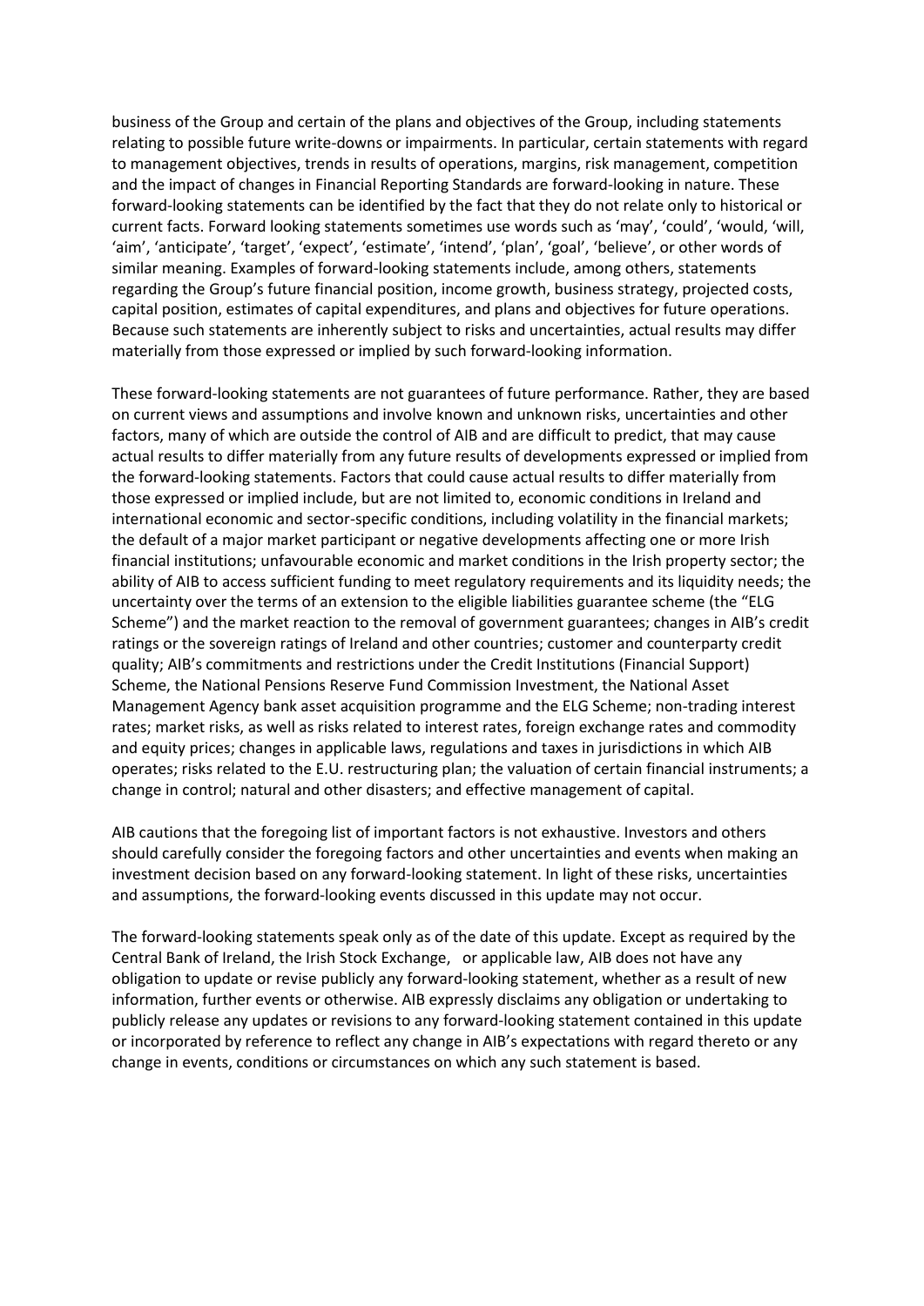business of the Group and certain of the plans and objectives of the Group, including statements relating to possible future write-downs or impairments. In particular, certain statements with regard to management objectives, trends in results of operations, margins, risk management, competition and the impact of changes in Financial Reporting Standards are forward-looking in nature. These forward-looking statements can be identified by the fact that they do not relate only to historical or current facts. Forward looking statements sometimes use words such as 'may', 'could', 'would, 'will, 'aim', 'anticipate', 'target', 'expect', 'estimate', 'intend', 'plan', 'goal', 'believe', or other words of similar meaning. Examples of forward-looking statements include, among others, statements regarding the Group's future financial position, income growth, business strategy, projected costs, capital position, estimates of capital expenditures, and plans and objectives for future operations. Because such statements are inherently subject to risks and uncertainties, actual results may differ materially from those expressed or implied by such forward-looking information.

These forward-looking statements are not guarantees of future performance. Rather, they are based on current views and assumptions and involve known and unknown risks, uncertainties and other factors, many of which are outside the control of AIB and are difficult to predict, that may cause actual results to differ materially from any future results of developments expressed or implied from the forward-looking statements. Factors that could cause actual results to differ materially from those expressed or implied include, but are not limited to, economic conditions in Ireland and international economic and sector-specific conditions, including volatility in the financial markets; the default of a major market participant or negative developments affecting one or more Irish financial institutions; unfavourable economic and market conditions in the Irish property sector; the ability of AIB to access sufficient funding to meet regulatory requirements and its liquidity needs; the uncertainty over the terms of an extension to the eligible liabilities guarantee scheme (the "ELG Scheme") and the market reaction to the removal of government guarantees; changes in AIB's credit ratings or the sovereign ratings of Ireland and other countries; customer and counterparty credit quality; AIB's commitments and restrictions under the Credit Institutions (Financial Support) Scheme, the National Pensions Reserve Fund Commission Investment, the National Asset Management Agency bank asset acquisition programme and the ELG Scheme; non-trading interest rates; market risks, as well as risks related to interest rates, foreign exchange rates and commodity and equity prices; changes in applicable laws, regulations and taxes in jurisdictions in which AIB operates; risks related to the E.U. restructuring plan; the valuation of certain financial instruments; a change in control; natural and other disasters; and effective management of capital.

AIB cautions that the foregoing list of important factors is not exhaustive. Investors and others should carefully consider the foregoing factors and other uncertainties and events when making an investment decision based on any forward-looking statement. In light of these risks, uncertainties and assumptions, the forward-looking events discussed in this update may not occur.

The forward-looking statements speak only as of the date of this update. Except as required by the Central Bank of Ireland, the Irish Stock Exchange, or applicable law, AIB does not have any obligation to update or revise publicly any forward-looking statement, whether as a result of new information, further events or otherwise. AIB expressly disclaims any obligation or undertaking to publicly release any updates or revisions to any forward-looking statement contained in this update or incorporated by reference to reflect any change in AIB's expectations with regard thereto or any change in events, conditions or circumstances on which any such statement is based.